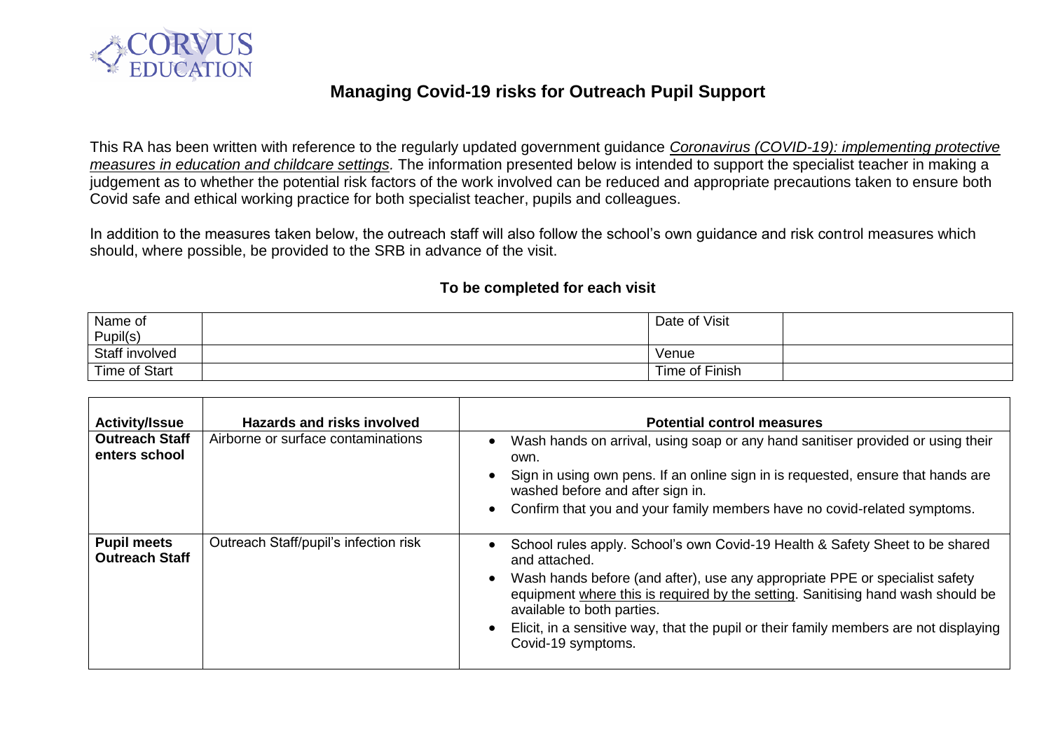CORVUS EDUCATION

# Managing Covid-19 risks for Outreach Pupil Support

This RA has been written with reference to the regularly updated government guidance *Coronavirus (COVID-19): implementing protective measures in education and childcare settings.* The information presented below is intended to support the specialist teacher in making a judgement as to whether the potential risk factors of the work involved can be reduced and appropriate precautions taken to ensure both Covid safe and ethical working practice for both specialist teacher, pupils and colleagues.

In addition to the measures taken below, the outreach staff will also follow the school's own guidance and risk control measures which should, where possible, be provided to the SRB in advance of the visit.

**To be completed for each visit**

| Name of Pupil(s) | | Date of Visit | |
|---|---|---|---|
| Staff involved | | Venue | |
| Time of Start | | Time of Finish | |

| Activity/Issue | Hazards and risks involved | Potential control measures |
|---|---|---|
| **Outreach Staff enters school** | Airborne or surface contaminations | • Wash hands on arrival, using soap or any hand sanitiser provided or using their own.<br>• Sign in using own pens. If an online sign in is requested, ensure that hands are washed before and after sign in.<br>• Confirm that you and your family members have no covid-related symptoms. |
| **Pupil meets Outreach Staff** | Outreach Staff/pupil's infection risk | • School rules apply. School's own Covid-19 Health & Safety Sheet to be shared and attached.<br>• Wash hands before (and after), use any appropriate PPE or specialist safety equipment where this is required by the setting. Sanitising hand wash should be available to both parties.<br>• Elicit, in a sensitive way, that the pupil or their family members are not displaying Covid-19 symptoms. |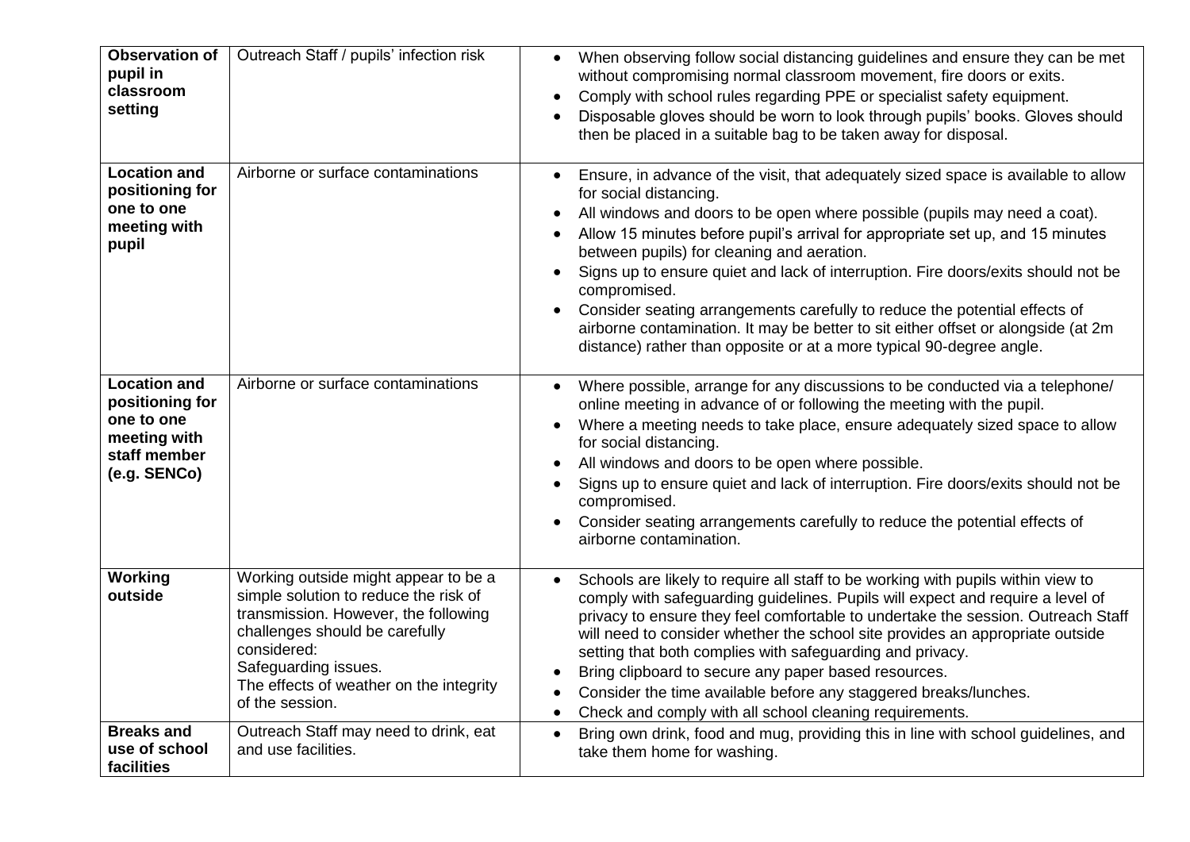| **Observation of pupil in classroom setting** | Outreach Staff / pupils' infection risk | • When observing follow social distancing guidelines and ensure they can be met without compromising normal classroom movement, fire doors or exits.<br>• Comply with school rules regarding PPE or specialist safety equipment.<br>• Disposable gloves should be worn to look through pupils' books. Gloves should then be placed in a suitable bag to be taken away for disposal. |
|---|---|---|
| **Location and positioning for one to one meeting with pupil** | Airborne or surface contaminations | • Ensure, in advance of the visit, that adequately sized space is available to allow for social distancing.<br>• All windows and doors to be open where possible (pupils may need a coat).<br>• Allow 15 minutes before pupil's arrival for appropriate set up, and 15 minutes between pupils) for cleaning and aeration.<br>• Signs up to ensure quiet and lack of interruption. Fire doors/exits should not be compromised.<br>• Consider seating arrangements carefully to reduce the potential effects of airborne contamination. It may be better to sit either offset or alongside (at 2m distance) rather than opposite or at a more typical 90-degree angle. |
| **Location and positioning for one to one meeting with staff member (e.g. SENCo)** | Airborne or surface contaminations | • Where possible, arrange for any discussions to be conducted via a telephone/ online meeting in advance of or following the meeting with the pupil.<br>• Where a meeting needs to take place, ensure adequately sized space to allow for social distancing.<br>• All windows and doors to be open where possible.<br>• Signs up to ensure quiet and lack of interruption. Fire doors/exits should not be compromised.<br>• Consider seating arrangements carefully to reduce the potential effects of airborne contamination. |
| **Working outside** | Working outside might appear to be a simple solution to reduce the risk of transmission. However, the following challenges should be carefully considered:<br>Safeguarding issues.<br>The effects of weather on the integrity of the session. | • Schools are likely to require all staff to be working with pupils within view to comply with safeguarding guidelines. Pupils will expect and require a level of privacy to ensure they feel comfortable to undertake the session. Outreach Staff will need to consider whether the school site provides an appropriate outside setting that both complies with safeguarding and privacy.<br>• Bring clipboard to secure any paper based resources.<br>• Consider the time available before any staggered breaks/lunches.<br>• Check and comply with all school cleaning requirements. |
| **Breaks and use of school facilities** | Outreach Staff may need to drink, eat and use facilities. | • Bring own drink, food and mug, providing this in line with school guidelines, and take them home for washing. |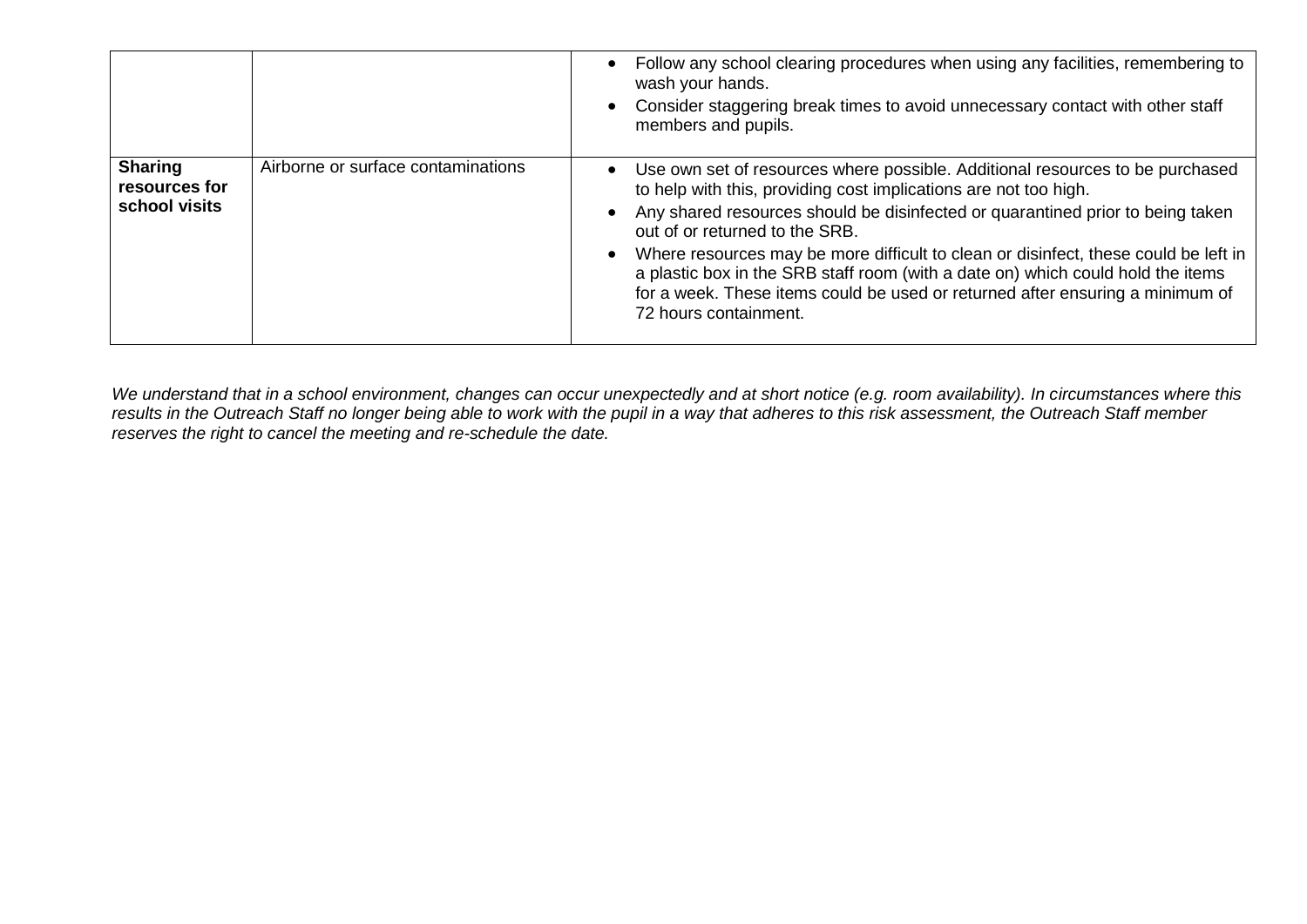| | | |
|---|---|---|
| | | • Follow any school clearing procedures when using any facilities, remembering to wash your hands.<br>• Consider staggering break times to avoid unnecessary contact with other staff members and pupils. |
| **Sharing resources for school visits** | Airborne or surface contaminations | • Use own set of resources where possible. Additional resources to be purchased to help with this, providing cost implications are not too high.<br>• Any shared resources should be disinfected or quarantined prior to being taken out of or returned to the SRB.<br>• Where resources may be more difficult to clean or disinfect, these could be left in a plastic box in the SRB staff room (with a date on) which could hold the items for a week. These items could be used or returned after ensuring a minimum of 72 hours containment. |

*We understand that in a school environment, changes can occur unexpectedly and at short notice (e.g. room availability). In circumstances where this results in the Outreach Staff no longer being able to work with the pupil in a way that adheres to this risk assessment, the Outreach Staff member reserves the right to cancel the meeting and re-schedule the date.*